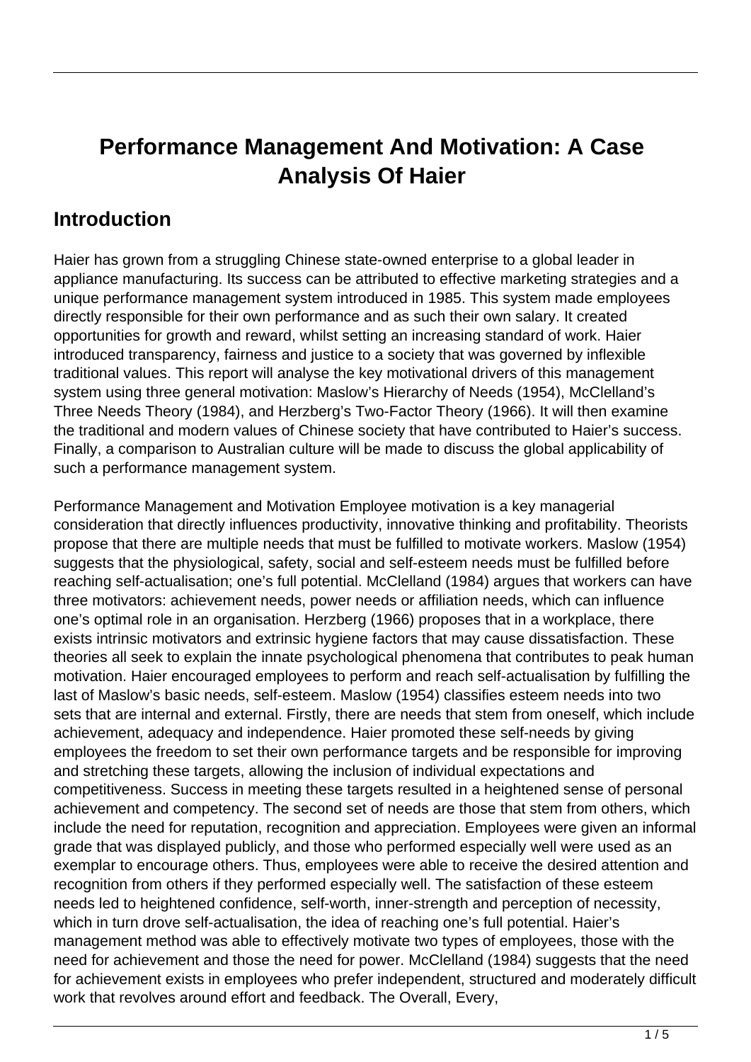# Performance Management And Motivation: A Case Analysis Of Haier

## Introduction

Haier has grown from a struggling Chinese state-owned enterprise to a global leader in appliance manufacturing. Its success can be attributed to effective marketing strategies and a unique performance management system introduced in 1985. This system made employees directly responsible for their own performance and as such their own salary. It created opportunities for growth and reward, whilst setting an increasing standard of work. Haier introduced transparency, fairness and justice to a society that was governed by inflexible traditional values. This report will analyse the key motivational drivers of this management system using three general motivation: Maslow's Hierarchy of Needs (1954), McClelland's Three Needs Theory (1984), and Herzberg's Two-Factor Theory (1966). It will then examine the traditional and modern values of Chinese society that have contributed to Haier's success. Finally, a comparison to Australian culture will be made to discuss the global applicability of such a performance management system.

Performance Management and Motivation Employee motivation is a key managerial consideration that directly influences productivity, innovative thinking and profitability. Theorists propose that there are multiple needs that must be fulfilled to motivate workers. Maslow (1954) suggests that the physiological, safety, social and self-esteem needs must be fulfilled before reaching self-actualisation; one's full potential. McClelland (1984) argues that workers can have three motivators: achievement needs, power needs or affiliation needs, which can influence one's optimal role in an organisation. Herzberg (1966) proposes that in a workplace, there exists intrinsic motivators and extrinsic hygiene factors that may cause dissatisfaction. These theories all seek to explain the innate psychological phenomena that contributes to peak human motivation. Haier encouraged employees to perform and reach self-actualisation by fulfilling the last of Maslow's basic needs, self-esteem. Maslow (1954) classifies esteem needs into two sets that are internal and external. Firstly, there are needs that stem from oneself, which include achievement, adequacy and independence. Haier promoted these self-needs by giving employees the freedom to set their own performance targets and be responsible for improving and stretching these targets, allowing the inclusion of individual expectations and competitiveness. Success in meeting these targets resulted in a heightened sense of personal achievement and competency. The second set of needs are those that stem from others, which include the need for reputation, recognition and appreciation. Employees were given an informal grade that was displayed publicly, and those who performed especially well were used as an exemplar to encourage others. Thus, employees were able to receive the desired attention and recognition from others if they performed especially well. The satisfaction of these esteem needs led to heightened confidence, self-worth, inner-strength and perception of necessity, which in turn drove self-actualisation, the idea of reaching one's full potential. Haier's management method was able to effectively motivate two types of employees, those with the need for achievement and those the need for power. McClelland (1984) suggests that the need for achievement exists in employees who prefer independent, structured and moderately difficult work that revolves around effort and feedback. The Overall, Every,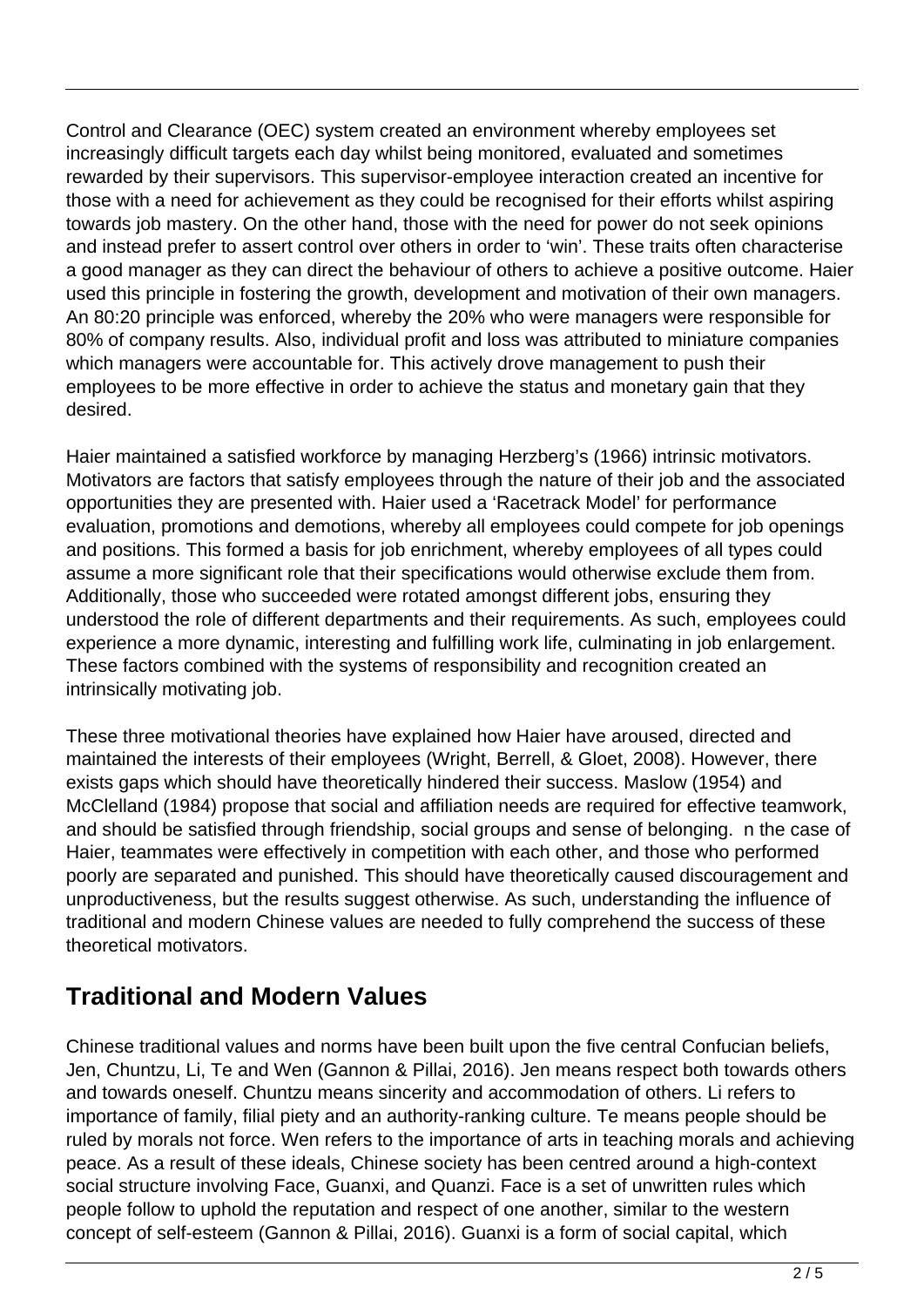Control and Clearance (OEC) system created an environment whereby employees set increasingly difficult targets each day whilst being monitored, evaluated and sometimes rewarded by their supervisors. This supervisor-employee interaction created an incentive for those with a need for achievement as they could be recognised for their efforts whilst aspiring towards job mastery. On the other hand, those with the need for power do not seek opinions and instead prefer to assert control over others in order to 'win'. These traits often characterise a good manager as they can direct the behaviour of others to achieve a positive outcome. Haier used this principle in fostering the growth, development and motivation of their own managers. An 80:20 principle was enforced, whereby the 20% who were managers were responsible for 80% of company results. Also, individual profit and loss was attributed to miniature companies which managers were accountable for. This actively drove management to push their employees to be more effective in order to achieve the status and monetary gain that they desired.

Haier maintained a satisfied workforce by managing Herzberg's (1966) intrinsic motivators. Motivators are factors that satisfy employees through the nature of their job and the associated opportunities they are presented with. Haier used a 'Racetrack Model' for performance evaluation, promotions and demotions, whereby all employees could compete for job openings and positions. This formed a basis for job enrichment, whereby employees of all types could assume a more significant role that their specifications would otherwise exclude them from. Additionally, those who succeeded were rotated amongst different jobs, ensuring they understood the role of different departments and their requirements. As such, employees could experience a more dynamic, interesting and fulfilling work life, culminating in job enlargement. These factors combined with the systems of responsibility and recognition created an intrinsically motivating job.

These three motivational theories have explained how Haier have aroused, directed and maintained the interests of their employees (Wright, Berrell, & Gloet, 2008). However, there exists gaps which should have theoretically hindered their success. Maslow (1954) and McClelland (1984) propose that social and affiliation needs are required for effective teamwork, and should be satisfied through friendship, social groups and sense of belonging. n the case of Haier, teammates were effectively in competition with each other, and those who performed poorly are separated and punished. This should have theoretically caused discouragement and unproductiveness, but the results suggest otherwise. As such, understanding the influence of traditional and modern Chinese values are needed to fully comprehend the success of these theoretical motivators.

## Traditional and Modern Values

Chinese traditional values and norms have been built upon the five central Confucian beliefs, Jen, Chuntzu, Li, Te and Wen (Gannon & Pillai, 2016). Jen means respect both towards others and towards oneself. Chuntzu means sincerity and accommodation of others. Li refers to importance of family, filial piety and an authority-ranking culture. Te means people should be ruled by morals not force. Wen refers to the importance of arts in teaching morals and achieving peace. As a result of these ideals, Chinese society has been centred around a high-context social structure involving Face, Guanxi, and Quanzi. Face is a set of unwritten rules which people follow to uphold the reputation and respect of one another, similar to the western concept of self-esteem (Gannon & Pillai, 2016). Guanxi is a form of social capital, which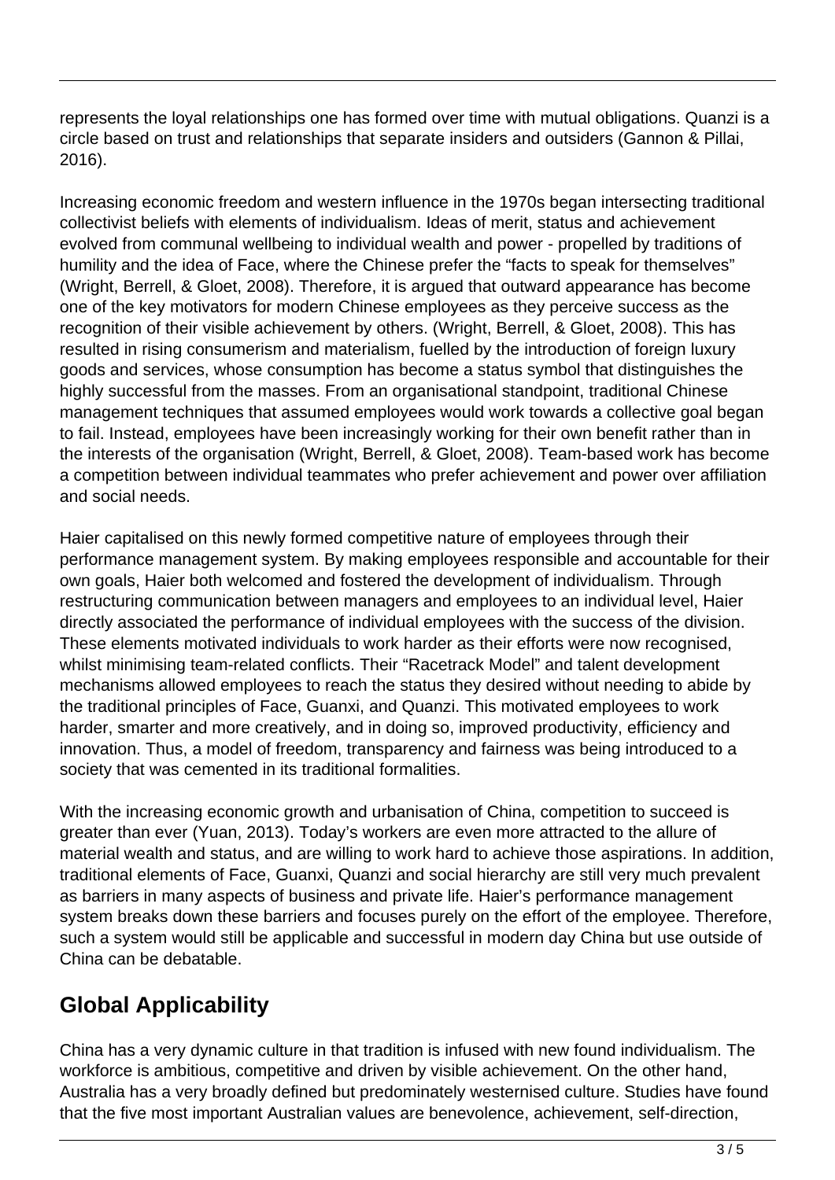represents the loyal relationships one has formed over time with mutual obligations. Quanzi is a circle based on trust and relationships that separate insiders and outsiders (Gannon & Pillai, 2016).

Increasing economic freedom and western influence in the 1970s began intersecting traditional collectivist beliefs with elements of individualism. Ideas of merit, status and achievement evolved from communal wellbeing to individual wealth and power - propelled by traditions of humility and the idea of Face, where the Chinese prefer the “facts to speak for themselves” (Wright, Berrell, & Gloet, 2008). Therefore, it is argued that outward appearance has become one of the key motivators for modern Chinese employees as they perceive success as the recognition of their visible achievement by others. (Wright, Berrell, & Gloet, 2008). This has resulted in rising consumerism and materialism, fuelled by the introduction of foreign luxury goods and services, whose consumption has become a status symbol that distinguishes the highly successful from the masses. From an organisational standpoint, traditional Chinese management techniques that assumed employees would work towards a collective goal began to fail. Instead, employees have been increasingly working for their own benefit rather than in the interests of the organisation (Wright, Berrell, & Gloet, 2008). Team-based work has become a competition between individual teammates who prefer achievement and power over affiliation and social needs.

Haier capitalised on this newly formed competitive nature of employees through their performance management system. By making employees responsible and accountable for their own goals, Haier both welcomed and fostered the development of individualism. Through restructuring communication between managers and employees to an individual level, Haier directly associated the performance of individual employees with the success of the division. These elements motivated individuals to work harder as their efforts were now recognised, whilst minimising team-related conflicts. Their “Racetrack Model” and talent development mechanisms allowed employees to reach the status they desired without needing to abide by the traditional principles of Face, Guanxi, and Quanzi. This motivated employees to work harder, smarter and more creatively, and in doing so, improved productivity, efficiency and innovation. Thus, a model of freedom, transparency and fairness was being introduced to a society that was cemented in its traditional formalities.

With the increasing economic growth and urbanisation of China, competition to succeed is greater than ever (Yuan, 2013). Today’s workers are even more attracted to the allure of material wealth and status, and are willing to work hard to achieve those aspirations. In addition, traditional elements of Face, Guanxi, Quanzi and social hierarchy are still very much prevalent as barriers in many aspects of business and private life. Haier’s performance management system breaks down these barriers and focuses purely on the effort of the employee. Therefore, such a system would still be applicable and successful in modern day China but use outside of China can be debatable.

## Global Applicability

China has a very dynamic culture in that tradition is infused with new found individualism. The workforce is ambitious, competitive and driven by visible achievement. On the other hand, Australia has a very broadly defined but predominately westernised culture. Studies have found that the five most important Australian values are benevolence, achievement, self-direction,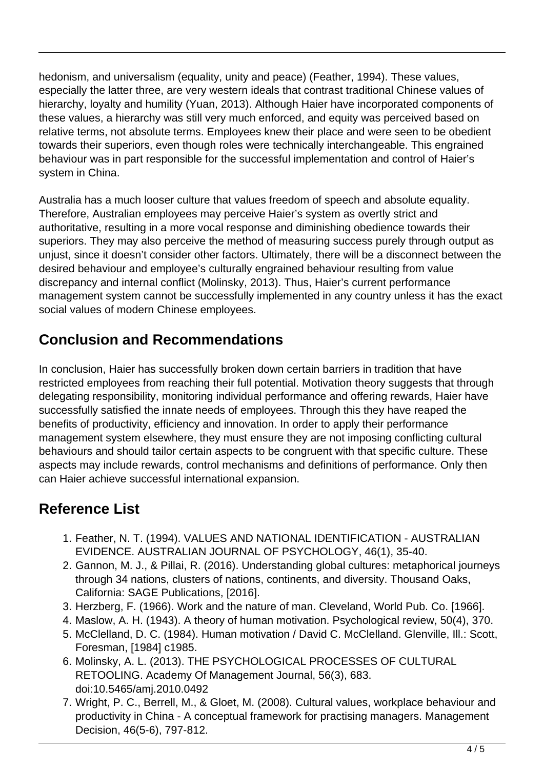hedonism, and universalism (equality, unity and peace) (Feather, 1994). These values, especially the latter three, are very western ideals that contrast traditional Chinese values of hierarchy, loyalty and humility (Yuan, 2013). Although Haier have incorporated components of these values, a hierarchy was still very much enforced, and equity was perceived based on relative terms, not absolute terms. Employees knew their place and were seen to be obedient towards their superiors, even though roles were technically interchangeable. This engrained behaviour was in part responsible for the successful implementation and control of Haier's system in China.

Australia has a much looser culture that values freedom of speech and absolute equality. Therefore, Australian employees may perceive Haier's system as overtly strict and authoritative, resulting in a more vocal response and diminishing obedience towards their superiors. They may also perceive the method of measuring success purely through output as unjust, since it doesn't consider other factors. Ultimately, there will be a disconnect between the desired behaviour and employee's culturally engrained behaviour resulting from value discrepancy and internal conflict (Molinsky, 2013). Thus, Haier's current performance management system cannot be successfully implemented in any country unless it has the exact social values of modern Chinese employees.

## Conclusion and Recommendations

In conclusion, Haier has successfully broken down certain barriers in tradition that have restricted employees from reaching their full potential. Motivation theory suggests that through delegating responsibility, monitoring individual performance and offering rewards, Haier have successfully satisfied the innate needs of employees. Through this they have reaped the benefits of productivity, efficiency and innovation. In order to apply their performance management system elsewhere, they must ensure they are not imposing conflicting cultural behaviours and should tailor certain aspects to be congruent with that specific culture. These aspects may include rewards, control mechanisms and definitions of performance. Only then can Haier achieve successful international expansion.

## Reference List

1. Feather, N. T. (1994). VALUES AND NATIONAL IDENTIFICATION - AUSTRALIAN EVIDENCE. AUSTRALIAN JOURNAL OF PSYCHOLOGY, 46(1), 35-40.
2. Gannon, M. J., & Pillai, R. (2016). Understanding global cultures: metaphorical journeys through 34 nations, clusters of nations, continents, and diversity. Thousand Oaks, California: SAGE Publications, [2016].
3. Herzberg, F. (1966). Work and the nature of man. Cleveland, World Pub. Co. [1966].
4. Maslow, A. H. (1943). A theory of human motivation. Psychological review, 50(4), 370.
5. McClelland, D. C. (1984). Human motivation / David C. McClelland. Glenville, Ill.: Scott, Foresman, [1984] c1985.
6. Molinsky, A. L. (2013). THE PSYCHOLOGICAL PROCESSES OF CULTURAL RETOOLING. Academy Of Management Journal, 56(3), 683. doi:10.5465/amj.2010.0492
7. Wright, P. C., Berrell, M., & Gloet, M. (2008). Cultural values, workplace behaviour and productivity in China - A conceptual framework for practising managers. Management Decision, 46(5-6), 797-812.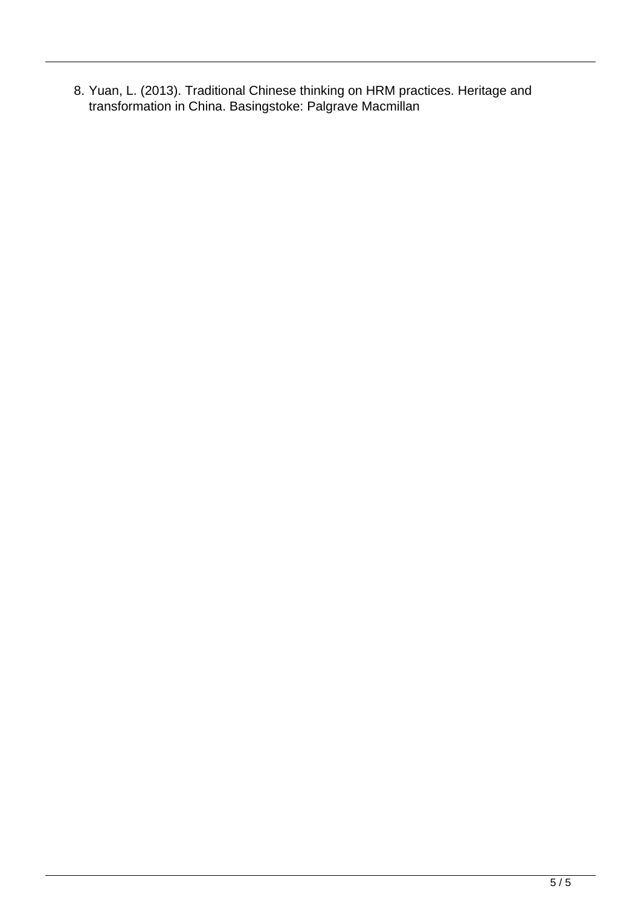8. Yuan, L. (2013). Traditional Chinese thinking on HRM practices. Heritage and transformation in China. Basingstoke: Palgrave Macmillan